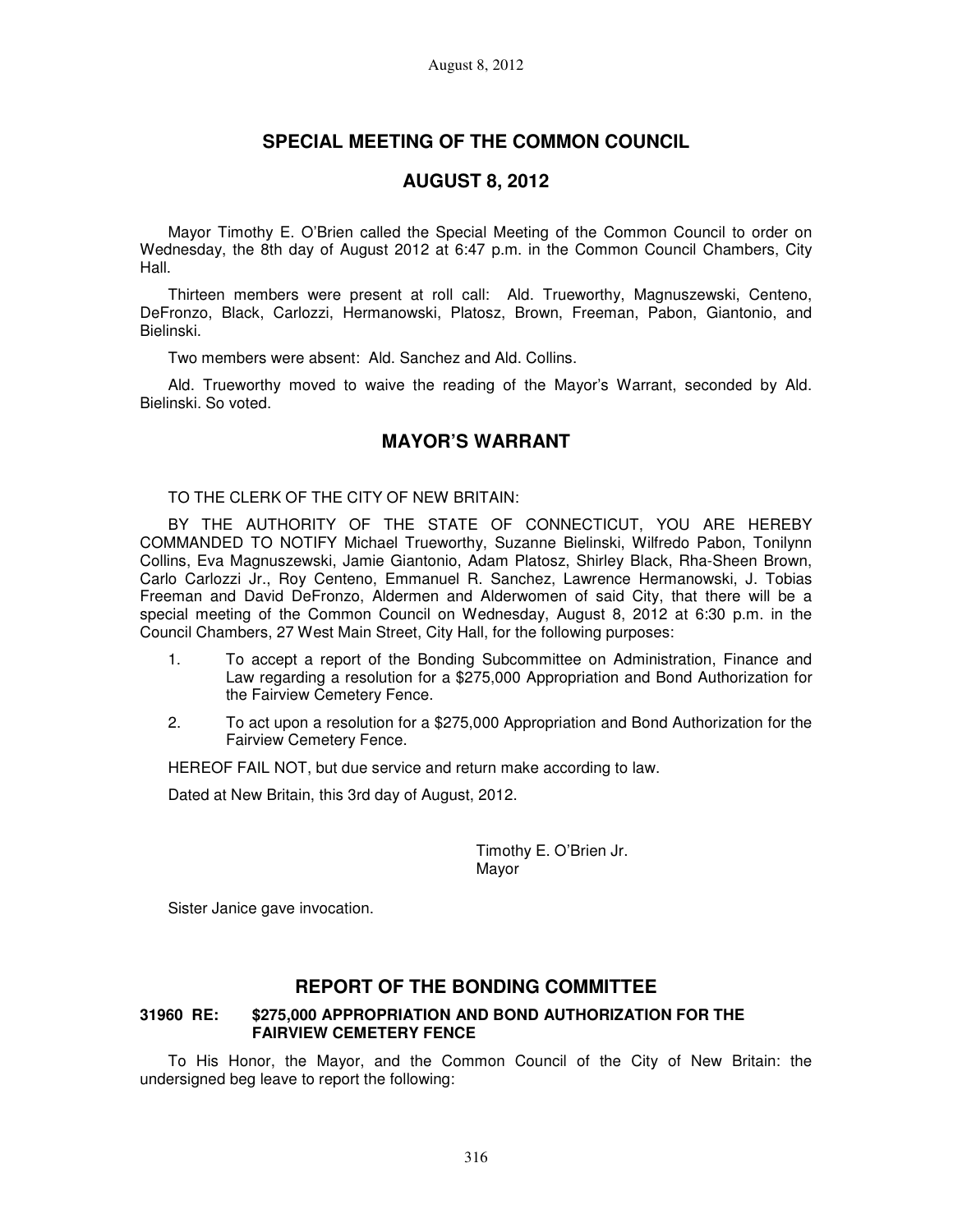# SPECIAL MEETING OF THE COMMON COUNCIL

## AUGUST 8, 2012

Mayor Timothy E. O'Brien called the Special Meeting of the Common Council to order on Wednesday, the 8th day of August 2012 at 6:47 p.m. in the Common Council Chambers, City Hall.

Thirteen members were present at roll call: Ald. Trueworthy, Magnuszewski, Centeno, DeFronzo, Black, Carlozzi, Hermanowski, Platosz, Brown, Freeman, Pabon, Giantonio, and Bielinski.

Two members were absent: Ald. Sanchez and Ald. Collins.

Ald. Trueworthy moved to waive the reading of the Mayor's Warrant, seconded by Ald. Bielinski. So voted.

## MAYOR'S WARRANT

TO THE CLERK OF THE CITY OF NEW BRITAIN:

BY THE AUTHORITY OF THE STATE OF CONNECTICUT, YOU ARE HEREBY COMMANDED TO NOTIFY Michael Trueworthy, Suzanne Bielinski, Wilfredo Pabon, Tonilynn Collins, Eva Magnuszewski, Jamie Giantonio, Adam Platosz, Shirley Black, Rha-Sheen Brown, Carlo Carlozzi Jr., Roy Centeno, Emmanuel R. Sanchez, Lawrence Hermanowski, J. Tobias Freeman and David DeFronzo, Aldermen and Alderwomen of said City, that there will be a special meeting of the Common Council on Wednesday, August 8, 2012 at 6:30 p.m. in the Council Chambers, 27 West Main Street, City Hall, for the following purposes:

1. To accept a report of the Bonding Subcommittee on Administration, Finance and Law regarding a resolution for a $275,000 Appropriation and Bond Authorization for the Fairview Cemetery Fence.
2. To act upon a resolution for a $275,000 Appropriation and Bond Authorization for the Fairview Cemetery Fence.

HEREOF FAIL NOT, but due service and return make according to law.

Dated at New Britain, this 3rd day of August, 2012.

Timothy E. O'Brien Jr.
Mayor

Sister Janice gave invocation.

## REPORT OF THE BONDING COMMITTEE

**31960 RE: $275,000 APPROPRIATION AND BOND AUTHORIZATION FOR THE FAIRVIEW CEMETERY FENCE**

To His Honor, the Mayor, and the Common Council of the City of New Britain: the undersigned beg leave to report the following: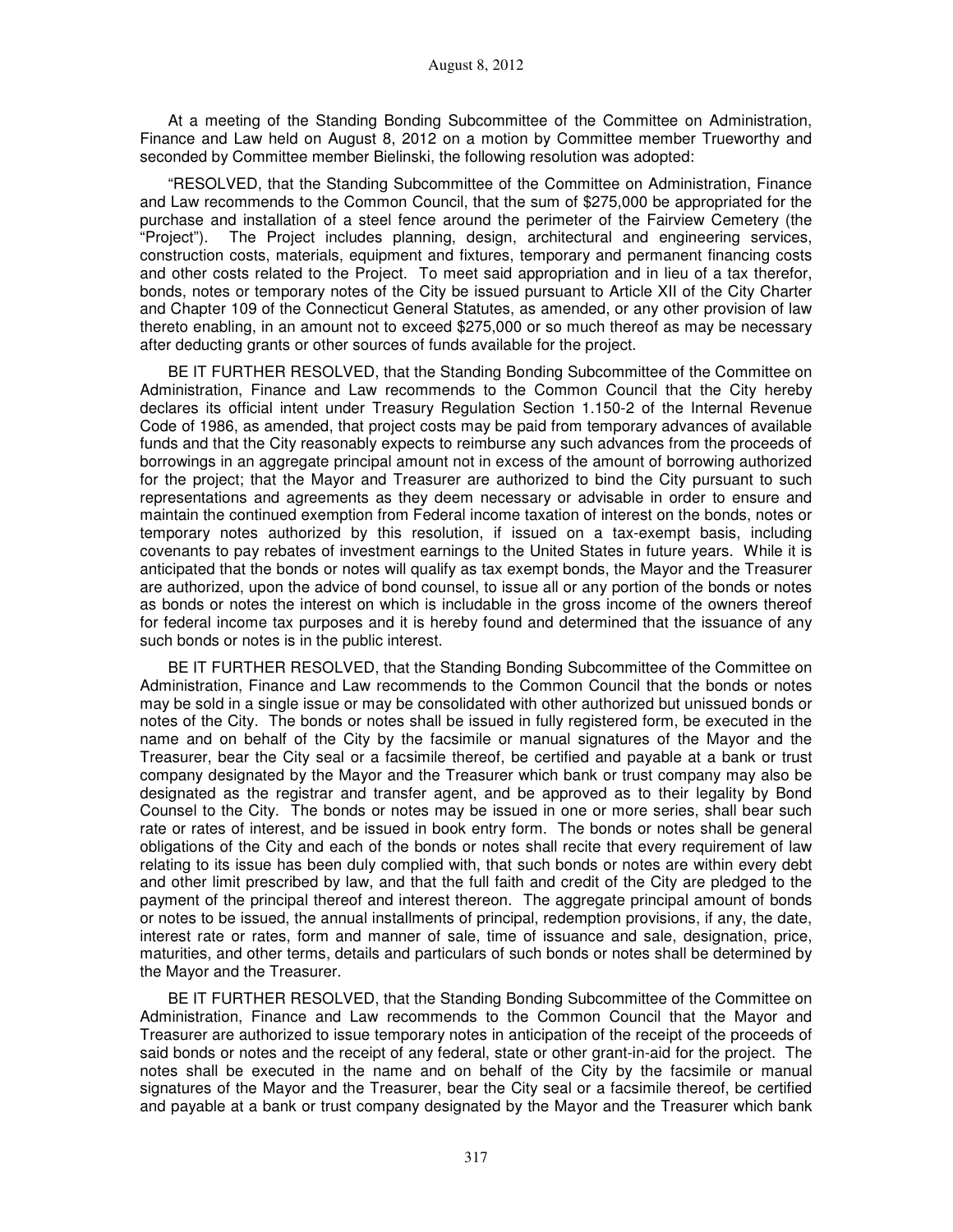At a meeting of the Standing Bonding Subcommittee of the Committee on Administration, Finance and Law held on August 8, 2012 on a motion by Committee member Trueworthy and seconded by Committee member Bielinski, the following resolution was adopted:

"RESOLVED, that the Standing Subcommittee of the Committee on Administration, Finance and Law recommends to the Common Council, that the sum of $275,000 be appropriated for the purchase and installation of a steel fence around the perimeter of the Fairview Cemetery (the "Project"). The Project includes planning, design, architectural and engineering services, construction costs, materials, equipment and fixtures, temporary and permanent financing costs and other costs related to the Project. To meet said appropriation and in lieu of a tax therefor, bonds, notes or temporary notes of the City be issued pursuant to Article XII of the City Charter and Chapter 109 of the Connecticut General Statutes, as amended, or any other provision of law thereto enabling, in an amount not to exceed $275,000 or so much thereof as may be necessary after deducting grants or other sources of funds available for the project.

BE IT FURTHER RESOLVED, that the Standing Bonding Subcommittee of the Committee on Administration, Finance and Law recommends to the Common Council that the City hereby declares its official intent under Treasury Regulation Section 1.150-2 of the Internal Revenue Code of 1986, as amended, that project costs may be paid from temporary advances of available funds and that the City reasonably expects to reimburse any such advances from the proceeds of borrowings in an aggregate principal amount not in excess of the amount of borrowing authorized for the project; that the Mayor and Treasurer are authorized to bind the City pursuant to such representations and agreements as they deem necessary or advisable in order to ensure and maintain the continued exemption from Federal income taxation of interest on the bonds, notes or temporary notes authorized by this resolution, if issued on a tax-exempt basis, including covenants to pay rebates of investment earnings to the United States in future years. While it is anticipated that the bonds or notes will qualify as tax exempt bonds, the Mayor and the Treasurer are authorized, upon the advice of bond counsel, to issue all or any portion of the bonds or notes as bonds or notes the interest on which is includable in the gross income of the owners thereof for federal income tax purposes and it is hereby found and determined that the issuance of any such bonds or notes is in the public interest.

BE IT FURTHER RESOLVED, that the Standing Bonding Subcommittee of the Committee on Administration, Finance and Law recommends to the Common Council that the bonds or notes may be sold in a single issue or may be consolidated with other authorized but unissued bonds or notes of the City. The bonds or notes shall be issued in fully registered form, be executed in the name and on behalf of the City by the facsimile or manual signatures of the Mayor and the Treasurer, bear the City seal or a facsimile thereof, be certified and payable at a bank or trust company designated by the Mayor and the Treasurer which bank or trust company may also be designated as the registrar and transfer agent, and be approved as to their legality by Bond Counsel to the City. The bonds or notes may be issued in one or more series, shall bear such rate or rates of interest, and be issued in book entry form. The bonds or notes shall be general obligations of the City and each of the bonds or notes shall recite that every requirement of law relating to its issue has been duly complied with, that such bonds or notes are within every debt and other limit prescribed by law, and that the full faith and credit of the City are pledged to the payment of the principal thereof and interest thereon. The aggregate principal amount of bonds or notes to be issued, the annual installments of principal, redemption provisions, if any, the date, interest rate or rates, form and manner of sale, time of issuance and sale, designation, price, maturities, and other terms, details and particulars of such bonds or notes shall be determined by the Mayor and the Treasurer.

BE IT FURTHER RESOLVED, that the Standing Bonding Subcommittee of the Committee on Administration, Finance and Law recommends to the Common Council that the Mayor and Treasurer are authorized to issue temporary notes in anticipation of the receipt of the proceeds of said bonds or notes and the receipt of any federal, state or other grant-in-aid for the project. The notes shall be executed in the name and on behalf of the City by the facsimile or manual signatures of the Mayor and the Treasurer, bear the City seal or a facsimile thereof, be certified and payable at a bank or trust company designated by the Mayor and the Treasurer which bank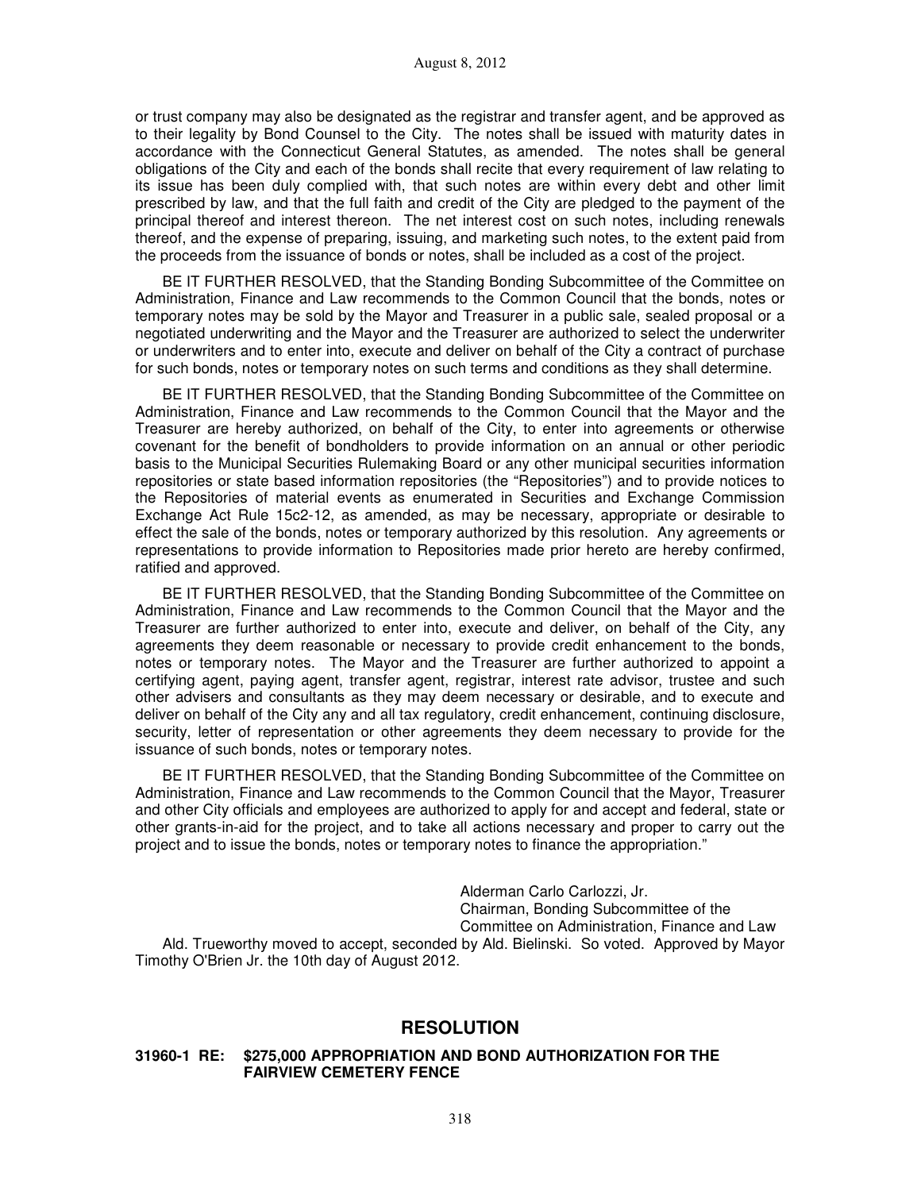or trust company may also be designated as the registrar and transfer agent, and be approved as to their legality by Bond Counsel to the City. The notes shall be issued with maturity dates in accordance with the Connecticut General Statutes, as amended. The notes shall be general obligations of the City and each of the bonds shall recite that every requirement of law relating to its issue has been duly complied with, that such notes are within every debt and other limit prescribed by law, and that the full faith and credit of the City are pledged to the payment of the principal thereof and interest thereon. The net interest cost on such notes, including renewals thereof, and the expense of preparing, issuing, and marketing such notes, to the extent paid from the proceeds from the issuance of bonds or notes, shall be included as a cost of the project.

BE IT FURTHER RESOLVED, that the Standing Bonding Subcommittee of the Committee on Administration, Finance and Law recommends to the Common Council that the bonds, notes or temporary notes may be sold by the Mayor and Treasurer in a public sale, sealed proposal or a negotiated underwriting and the Mayor and the Treasurer are authorized to select the underwriter or underwriters and to enter into, execute and deliver on behalf of the City a contract of purchase for such bonds, notes or temporary notes on such terms and conditions as they shall determine.

BE IT FURTHER RESOLVED, that the Standing Bonding Subcommittee of the Committee on Administration, Finance and Law recommends to the Common Council that the Mayor and the Treasurer are hereby authorized, on behalf of the City, to enter into agreements or otherwise covenant for the benefit of bondholders to provide information on an annual or other periodic basis to the Municipal Securities Rulemaking Board or any other municipal securities information repositories or state based information repositories (the "Repositories") and to provide notices to the Repositories of material events as enumerated in Securities and Exchange Commission Exchange Act Rule 15c2-12, as amended, as may be necessary, appropriate or desirable to effect the sale of the bonds, notes or temporary authorized by this resolution. Any agreements or representations to provide information to Repositories made prior hereto are hereby confirmed, ratified and approved.

BE IT FURTHER RESOLVED, that the Standing Bonding Subcommittee of the Committee on Administration, Finance and Law recommends to the Common Council that the Mayor and the Treasurer are further authorized to enter into, execute and deliver, on behalf of the City, any agreements they deem reasonable or necessary to provide credit enhancement to the bonds, notes or temporary notes. The Mayor and the Treasurer are further authorized to appoint a certifying agent, paying agent, transfer agent, registrar, interest rate advisor, trustee and such other advisers and consultants as they may deem necessary or desirable, and to execute and deliver on behalf of the City any and all tax regulatory, credit enhancement, continuing disclosure, security, letter of representation or other agreements they deem necessary to provide for the issuance of such bonds, notes or temporary notes.

BE IT FURTHER RESOLVED, that the Standing Bonding Subcommittee of the Committee on Administration, Finance and Law recommends to the Common Council that the Mayor, Treasurer and other City officials and employees are authorized to apply for and accept and federal, state or other grants-in-aid for the project, and to take all actions necessary and proper to carry out the project and to issue the bonds, notes or temporary notes to finance the appropriation."

Alderman Carlo Carlozzi, Jr.
Chairman, Bonding Subcommittee of the
Committee on Administration, Finance and Law

Ald. Trueworthy moved to accept, seconded by Ald. Bielinski. So voted. Approved by Mayor Timothy O'Brien Jr. the 10th day of August 2012.

## RESOLUTION

**31960-1 RE: $275,000 APPROPRIATION AND BOND AUTHORIZATION FOR THE FAIRVIEW CEMETERY FENCE**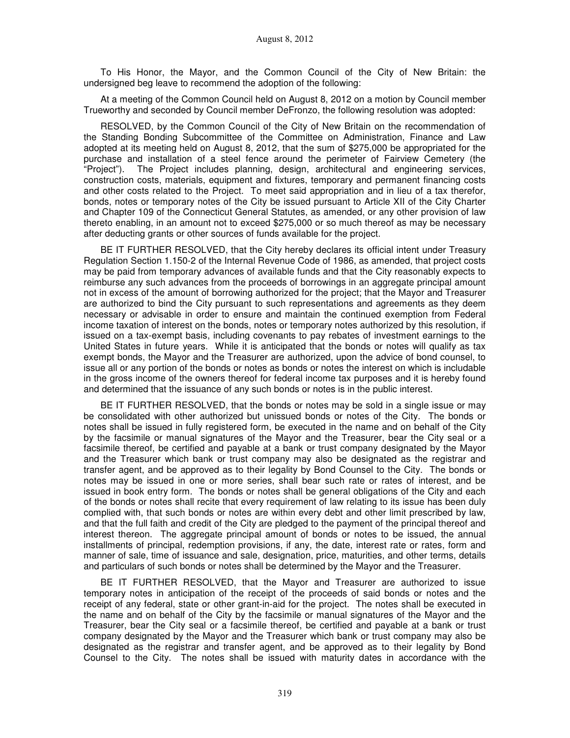August 8, 2012

To His Honor, the Mayor, and the Common Council of the City of New Britain: the undersigned beg leave to recommend the adoption of the following:

At a meeting of the Common Council held on August 8, 2012 on a motion by Council member Trueworthy and seconded by Council member DeFronzo, the following resolution was adopted:

RESOLVED, by the Common Council of the City of New Britain on the recommendation of the Standing Bonding Subcommittee of the Committee on Administration, Finance and Law adopted at its meeting held on August 8, 2012, that the sum of $275,000 be appropriated for the purchase and installation of a steel fence around the perimeter of Fairview Cemetery (the "Project"). The Project includes planning, design, architectural and engineering services, construction costs, materials, equipment and fixtures, temporary and permanent financing costs and other costs related to the Project. To meet said appropriation and in lieu of a tax therefor, bonds, notes or temporary notes of the City be issued pursuant to Article XII of the City Charter and Chapter 109 of the Connecticut General Statutes, as amended, or any other provision of law thereto enabling, in an amount not to exceed $275,000 or so much thereof as may be necessary after deducting grants or other sources of funds available for the project.

BE IT FURTHER RESOLVED, that the City hereby declares its official intent under Treasury Regulation Section 1.150-2 of the Internal Revenue Code of 1986, as amended, that project costs may be paid from temporary advances of available funds and that the City reasonably expects to reimburse any such advances from the proceeds of borrowings in an aggregate principal amount not in excess of the amount of borrowing authorized for the project; that the Mayor and Treasurer are authorized to bind the City pursuant to such representations and agreements as they deem necessary or advisable in order to ensure and maintain the continued exemption from Federal income taxation of interest on the bonds, notes or temporary notes authorized by this resolution, if issued on a tax-exempt basis, including covenants to pay rebates of investment earnings to the United States in future years. While it is anticipated that the bonds or notes will qualify as tax exempt bonds, the Mayor and the Treasurer are authorized, upon the advice of bond counsel, to issue all or any portion of the bonds or notes as bonds or notes the interest on which is includable in the gross income of the owners thereof for federal income tax purposes and it is hereby found and determined that the issuance of any such bonds or notes is in the public interest.

BE IT FURTHER RESOLVED, that the bonds or notes may be sold in a single issue or may be consolidated with other authorized but unissued bonds or notes of the City. The bonds or notes shall be issued in fully registered form, be executed in the name and on behalf of the City by the facsimile or manual signatures of the Mayor and the Treasurer, bear the City seal or a facsimile thereof, be certified and payable at a bank or trust company designated by the Mayor and the Treasurer which bank or trust company may also be designated as the registrar and transfer agent, and be approved as to their legality by Bond Counsel to the City. The bonds or notes may be issued in one or more series, shall bear such rate or rates of interest, and be issued in book entry form. The bonds or notes shall be general obligations of the City and each of the bonds or notes shall recite that every requirement of law relating to its issue has been duly complied with, that such bonds or notes are within every debt and other limit prescribed by law, and that the full faith and credit of the City are pledged to the payment of the principal thereof and interest thereon. The aggregate principal amount of bonds or notes to be issued, the annual installments of principal, redemption provisions, if any, the date, interest rate or rates, form and manner of sale, time of issuance and sale, designation, price, maturities, and other terms, details and particulars of such bonds or notes shall be determined by the Mayor and the Treasurer.

BE IT FURTHER RESOLVED, that the Mayor and Treasurer are authorized to issue temporary notes in anticipation of the receipt of the proceeds of said bonds or notes and the receipt of any federal, state or other grant-in-aid for the project. The notes shall be executed in the name and on behalf of the City by the facsimile or manual signatures of the Mayor and the Treasurer, bear the City seal or a facsimile thereof, be certified and payable at a bank or trust company designated by the Mayor and the Treasurer which bank or trust company may also be designated as the registrar and transfer agent, and be approved as to their legality by Bond Counsel to the City. The notes shall be issued with maturity dates in accordance with the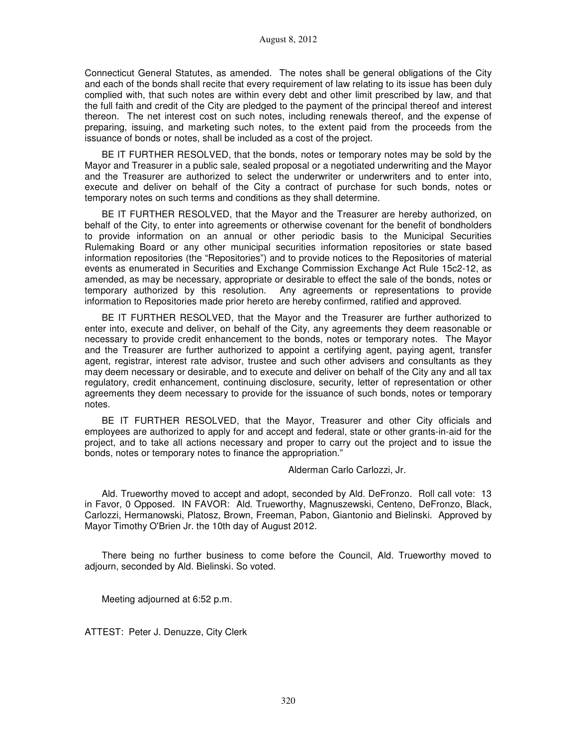Connecticut General Statutes, as amended. The notes shall be general obligations of the City and each of the bonds shall recite that every requirement of law relating to its issue has been duly complied with, that such notes are within every debt and other limit prescribed by law, and that the full faith and credit of the City are pledged to the payment of the principal thereof and interest thereon. The net interest cost on such notes, including renewals thereof, and the expense of preparing, issuing, and marketing such notes, to the extent paid from the proceeds from the issuance of bonds or notes, shall be included as a cost of the project.

BE IT FURTHER RESOLVED, that the bonds, notes or temporary notes may be sold by the Mayor and Treasurer in a public sale, sealed proposal or a negotiated underwriting and the Mayor and the Treasurer are authorized to select the underwriter or underwriters and to enter into, execute and deliver on behalf of the City a contract of purchase for such bonds, notes or temporary notes on such terms and conditions as they shall determine.

BE IT FURTHER RESOLVED, that the Mayor and the Treasurer are hereby authorized, on behalf of the City, to enter into agreements or otherwise covenant for the benefit of bondholders to provide information on an annual or other periodic basis to the Municipal Securities Rulemaking Board or any other municipal securities information repositories or state based information repositories (the "Repositories") and to provide notices to the Repositories of material events as enumerated in Securities and Exchange Commission Exchange Act Rule 15c2-12, as amended, as may be necessary, appropriate or desirable to effect the sale of the bonds, notes or temporary authorized by this resolution. Any agreements or representations to provide information to Repositories made prior hereto are hereby confirmed, ratified and approved.

BE IT FURTHER RESOLVED, that the Mayor and the Treasurer are further authorized to enter into, execute and deliver, on behalf of the City, any agreements they deem reasonable or necessary to provide credit enhancement to the bonds, notes or temporary notes. The Mayor and the Treasurer are further authorized to appoint a certifying agent, paying agent, transfer agent, registrar, interest rate advisor, trustee and such other advisers and consultants as they may deem necessary or desirable, and to execute and deliver on behalf of the City any and all tax regulatory, credit enhancement, continuing disclosure, security, letter of representation or other agreements they deem necessary to provide for the issuance of such bonds, notes or temporary notes.

BE IT FURTHER RESOLVED, that the Mayor, Treasurer and other City officials and employees are authorized to apply for and accept and federal, state or other grants-in-aid for the project, and to take all actions necessary and proper to carry out the project and to issue the bonds, notes or temporary notes to finance the appropriation."

Alderman Carlo Carlozzi, Jr.

Ald. Trueworthy moved to accept and adopt, seconded by Ald. DeFronzo. Roll call vote: 13 in Favor, 0 Opposed. IN FAVOR: Ald. Trueworthy, Magnuszewski, Centeno, DeFronzo, Black, Carlozzi, Hermanowski, Platosz, Brown, Freeman, Pabon, Giantonio and Bielinski. Approved by Mayor Timothy O'Brien Jr. the 10th day of August 2012.

There being no further business to come before the Council, Ald. Trueworthy moved to adjourn, seconded by Ald. Bielinski. So voted.

Meeting adjourned at 6:52 p.m.

ATTEST: Peter J. Denuzze, City Clerk